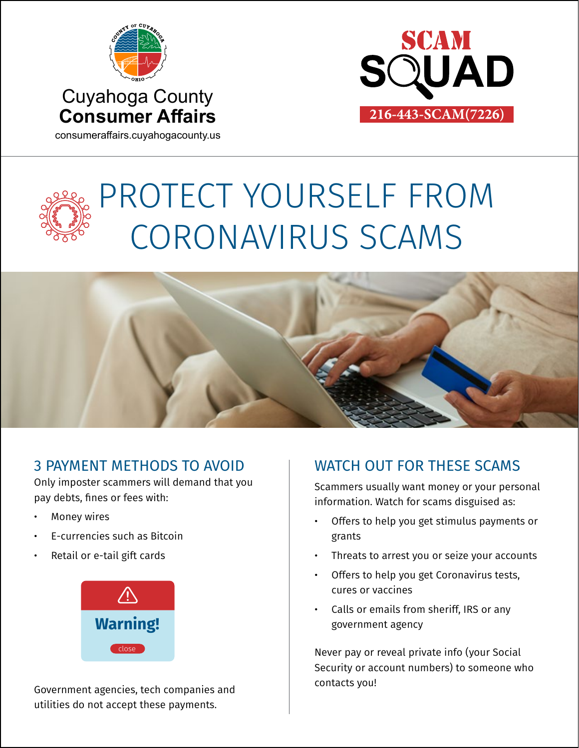Cuyahoga County
**Consumer Affairs**
consumeraffairs.cuyahogacounty.us

**SCAM SQUAD**
**216-443-SCAM(7226)**

# PROTECT YOURSELF FROM CORONAVIRUS SCAMS

## 3 PAYMENT METHODS TO AVOID

Only imposter scammers will demand that you pay debts, fines or fees with:

- Money wires
- E-currencies such as Bitcoin
- Retail or e-tail gift cards

**Warning!**

close

Government agencies, tech companies and utilities do not accept these payments.

## WATCH OUT FOR THESE SCAMS

Scammers usually want money or your personal information. Watch for scams disguised as:

- Offers to help you get stimulus payments or grants
- Threats to arrest you or seize your accounts
- Offers to help you get Coronavirus tests, cures or vaccines
- Calls or emails from sheriff, IRS or any government agency

Never pay or reveal private info (your Social Security or account numbers) to someone who contacts you!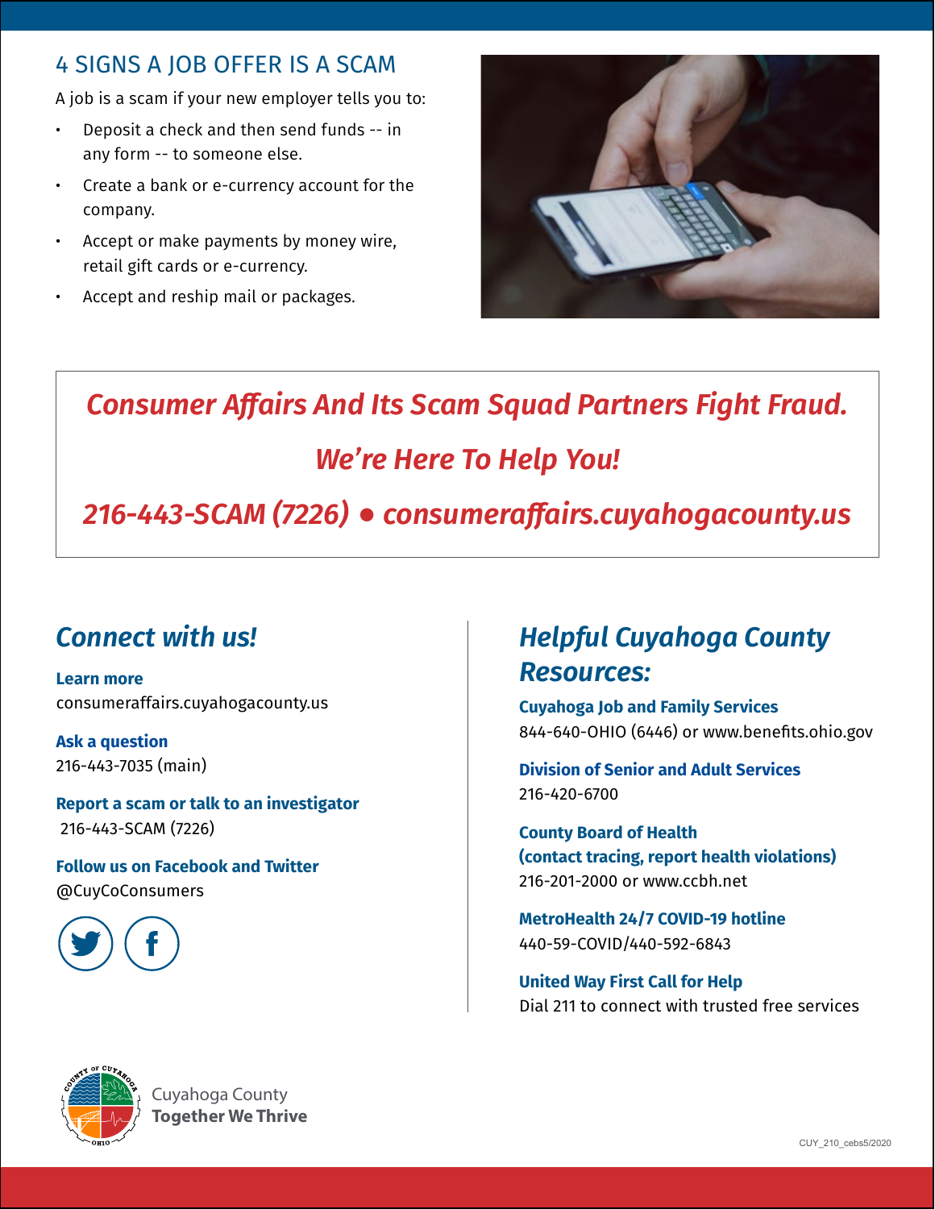## 4 SIGNS A JOB OFFER IS A SCAM

A job is a scam if your new employer tells you to:

- Deposit a check and then send funds -- in any form -- to someone else.
- Create a bank or e-currency account for the company.
- Accept or make payments by money wire, retail gift cards or e-currency.
- Accept and reship mail or packages.

***Consumer Affairs And Its Scam Squad Partners Fight Fraud.***

***We're Here To Help You!***

***216-443-SCAM (7226) • consumeraffairs.cuyahogacounty.us***

## *Connect with us!*

**Learn more**
consumeraffairs.cuyahogacounty.us

**Ask a question**
216-443-7035 (main)

**Report a scam or talk to an investigator**
216-443-SCAM (7226)

**Follow us on Facebook and Twitter**
@CuyCoConsumers

## *Helpful Cuyahoga County Resources:*

**Cuyahoga Job and Family Services**
844-640-OHIO (6446) or www.benefits.ohio.gov

**Division of Senior and Adult Services**
216-420-6700

**County Board of Health (contact tracing, report health violations)**
216-201-2000 or www.ccbh.net

**MetroHealth 24/7 COVID-19 hotline**
440-59-COVID/440-592-6843

**United Way First Call for Help**
Dial 211 to connect with trusted free services

Cuyahoga County
**Together We Thrive**

CUY_210_cebs5/2020